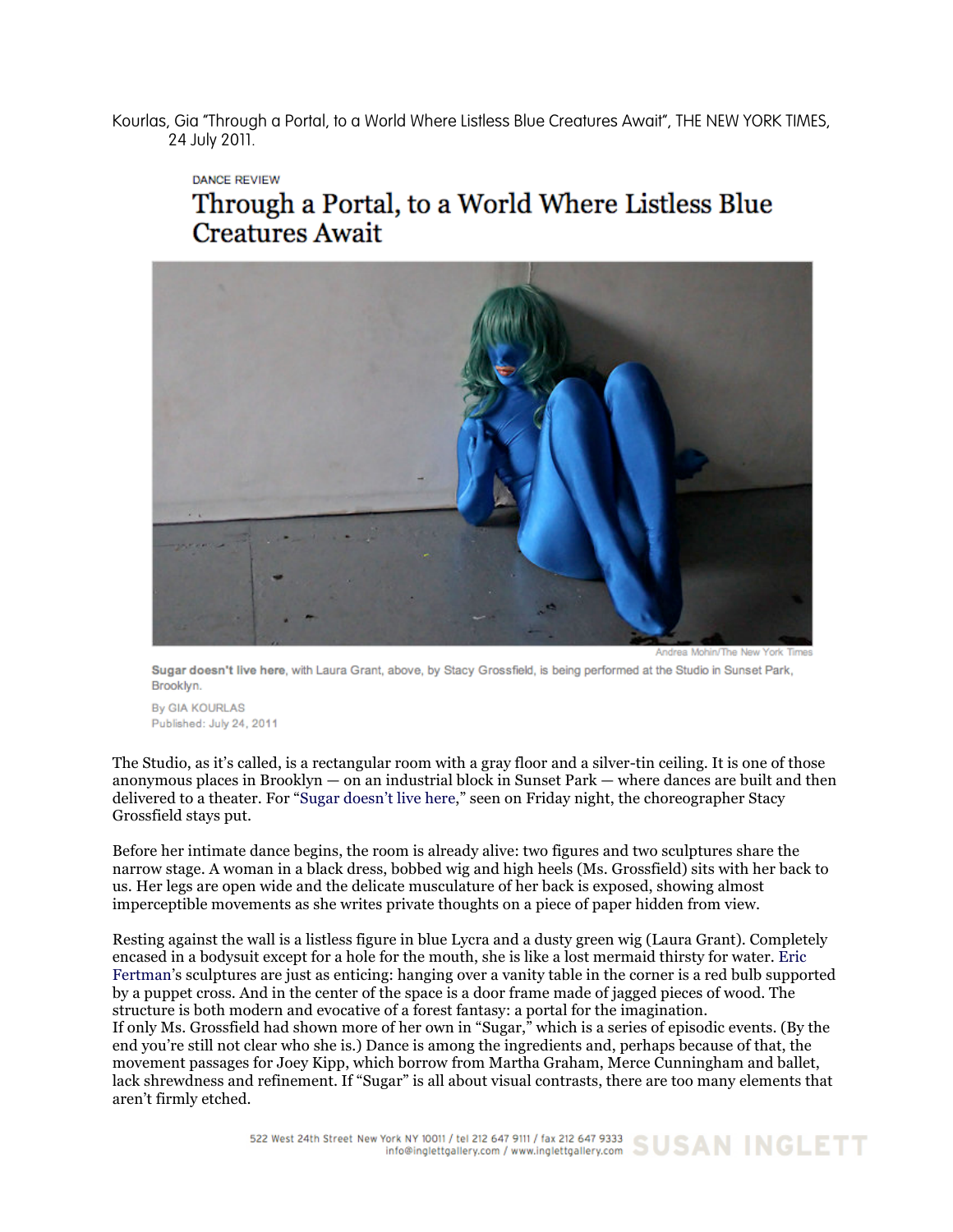Kourlas, Gia "Through a Portal, to a World Where Listless Blue Creatures Await", THE NEW YORK TIMES, 24 July 2011.

DANCE REVIEW

# Through a Portal, to a World Where Listless Blue Creatures Await

Andrea Mohin/The New York Times

**Sugar doesn't live here**, with Laura Grant, above, by Stacy Grossfield, is being performed at the Studio in Sunset Park, Brooklyn.

By GIA KOURLAS
Published: July 24, 2011

The Studio, as it's called, is a rectangular room with a gray floor and a silver-tin ceiling. It is one of those anonymous places in Brooklyn — on an industrial block in Sunset Park — where dances are built and then delivered to a theater. For "Sugar doesn't live here," seen on Friday night, the choreographer Stacy Grossfield stays put.

Before her intimate dance begins, the room is already alive: two figures and two sculptures share the narrow stage. A woman in a black dress, bobbed wig and high heels (Ms. Grossfield) sits with her back to us. Her legs are open wide and the delicate musculature of her back is exposed, showing almost imperceptible movements as she writes private thoughts on a piece of paper hidden from view.

Resting against the wall is a listless figure in blue Lycra and a dusty green wig (Laura Grant). Completely encased in a bodysuit except for a hole for the mouth, she is like a lost mermaid thirsty for water. Eric Fertman's sculptures are just as enticing: hanging over a vanity table in the corner is a red bulb supported by a puppet cross. And in the center of the space is a door frame made of jagged pieces of wood. The structure is both modern and evocative of a forest fantasy: a portal for the imagination.
If only Ms. Grossfield had shown more of her own in "Sugar," which is a series of episodic events. (By the end you're still not clear who she is.) Dance is among the ingredients and, perhaps because of that, the movement passages for Joey Kipp, which borrow from Martha Graham, Merce Cunningham and ballet, lack shrewdness and refinement. If "Sugar" is all about visual contrasts, there are too many elements that aren't firmly etched.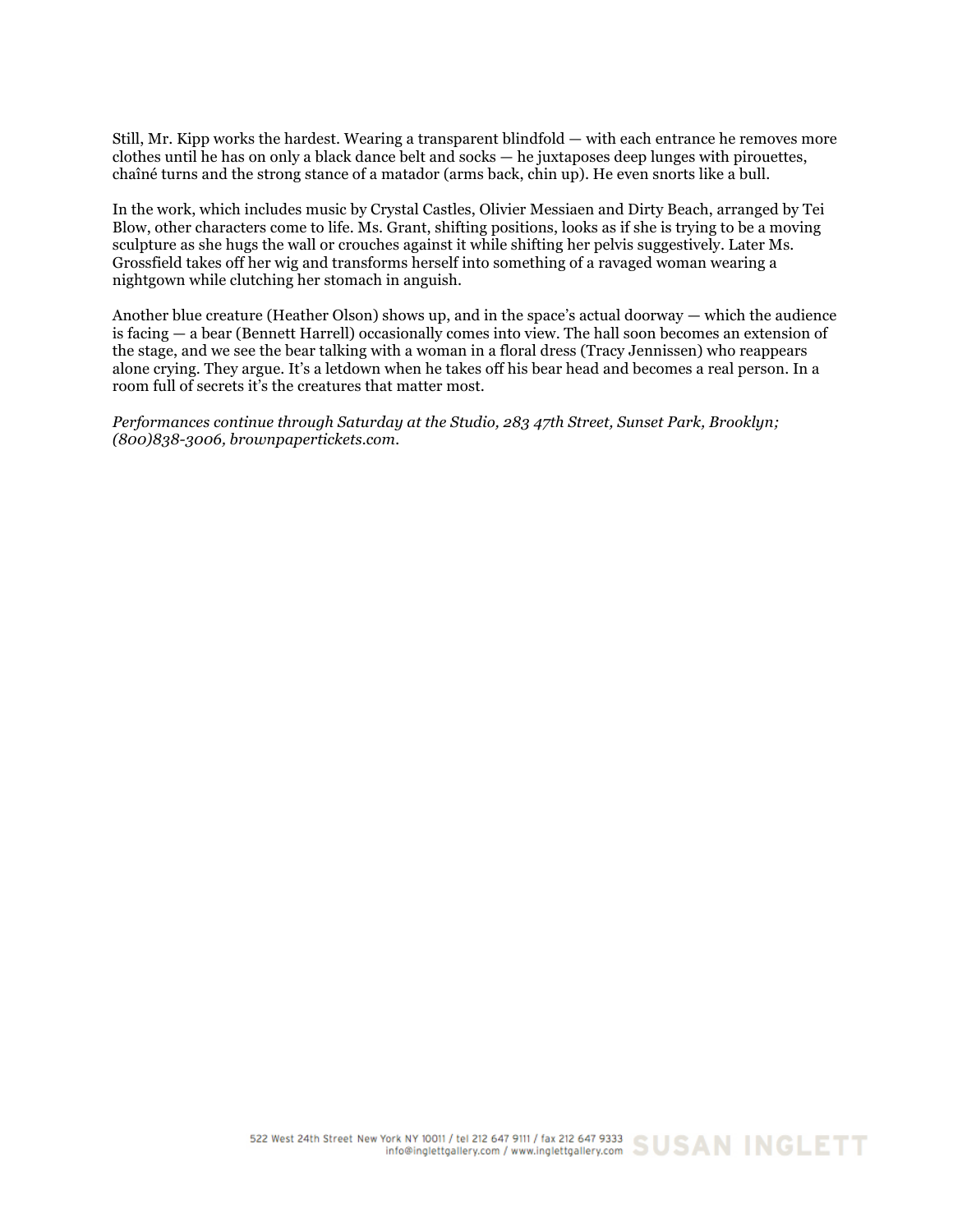Still, Mr. Kipp works the hardest. Wearing a transparent blindfold — with each entrance he removes more clothes until he has on only a black dance belt and socks — he juxtaposes deep lunges with pirouettes, chaîné turns and the strong stance of a matador (arms back, chin up). He even snorts like a bull.

In the work, which includes music by Crystal Castles, Olivier Messiaen and Dirty Beach, arranged by Tei Blow, other characters come to life. Ms. Grant, shifting positions, looks as if she is trying to be a moving sculpture as she hugs the wall or crouches against it while shifting her pelvis suggestively. Later Ms. Grossfield takes off her wig and transforms herself into something of a ravaged woman wearing a nightgown while clutching her stomach in anguish.

Another blue creature (Heather Olson) shows up, and in the space's actual doorway — which the audience is facing — a bear (Bennett Harrell) occasionally comes into view. The hall soon becomes an extension of the stage, and we see the bear talking with a woman in a floral dress (Tracy Jennissen) who reappears alone crying. They argue. It's a letdown when he takes off his bear head and becomes a real person. In a room full of secrets it's the creatures that matter most.

*Performances continue through Saturday at the Studio, 283 47th Street, Sunset Park, Brooklyn; (800)838-3006, brownpapertickets.com.*